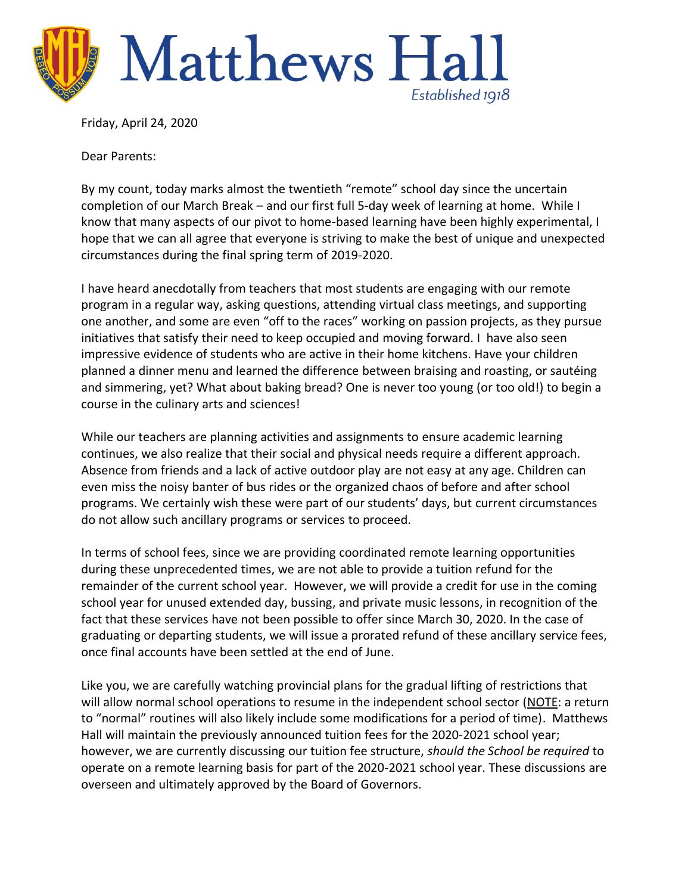# Matthews Hall

*Established 1918*

Friday, April 24, 2020

Dear Parents:

By my count, today marks almost the twentieth "remote" school day since the uncertain completion of our March Break – and our first full 5-day week of learning at home. While I know that many aspects of our pivot to home-based learning have been highly experimental, I hope that we can all agree that everyone is striving to make the best of unique and unexpected circumstances during the final spring term of 2019-2020.

I have heard anecdotally from teachers that most students are engaging with our remote program in a regular way, asking questions, attending virtual class meetings, and supporting one another, and some are even "off to the races" working on passion projects, as they pursue initiatives that satisfy their need to keep occupied and moving forward. I have also seen impressive evidence of students who are active in their home kitchens. Have your children planned a dinner menu and learned the difference between braising and roasting, or sautéing and simmering, yet? What about baking bread? One is never too young (or too old!) to begin a course in the culinary arts and sciences!

While our teachers are planning activities and assignments to ensure academic learning continues, we also realize that their social and physical needs require a different approach. Absence from friends and a lack of active outdoor play are not easy at any age. Children can even miss the noisy banter of bus rides or the organized chaos of before and after school programs. We certainly wish these were part of our students' days, but current circumstances do not allow such ancillary programs or services to proceed.

In terms of school fees, since we are providing coordinated remote learning opportunities during these unprecedented times, we are not able to provide a tuition refund for the remainder of the current school year. However, we will provide a credit for use in the coming school year for unused extended day, bussing, and private music lessons, in recognition of the fact that these services have not been possible to offer since March 30, 2020. In the case of graduating or departing students, we will issue a prorated refund of these ancillary service fees, once final accounts have been settled at the end of June.

Like you, we are carefully watching provincial plans for the gradual lifting of restrictions that will allow normal school operations to resume in the independent school sector (NOTE: a return to "normal" routines will also likely include some modifications for a period of time). Matthews Hall will maintain the previously announced tuition fees for the 2020-2021 school year; however, we are currently discussing our tuition fee structure, *should the School be required* to operate on a remote learning basis for part of the 2020-2021 school year. These discussions are overseen and ultimately approved by the Board of Governors.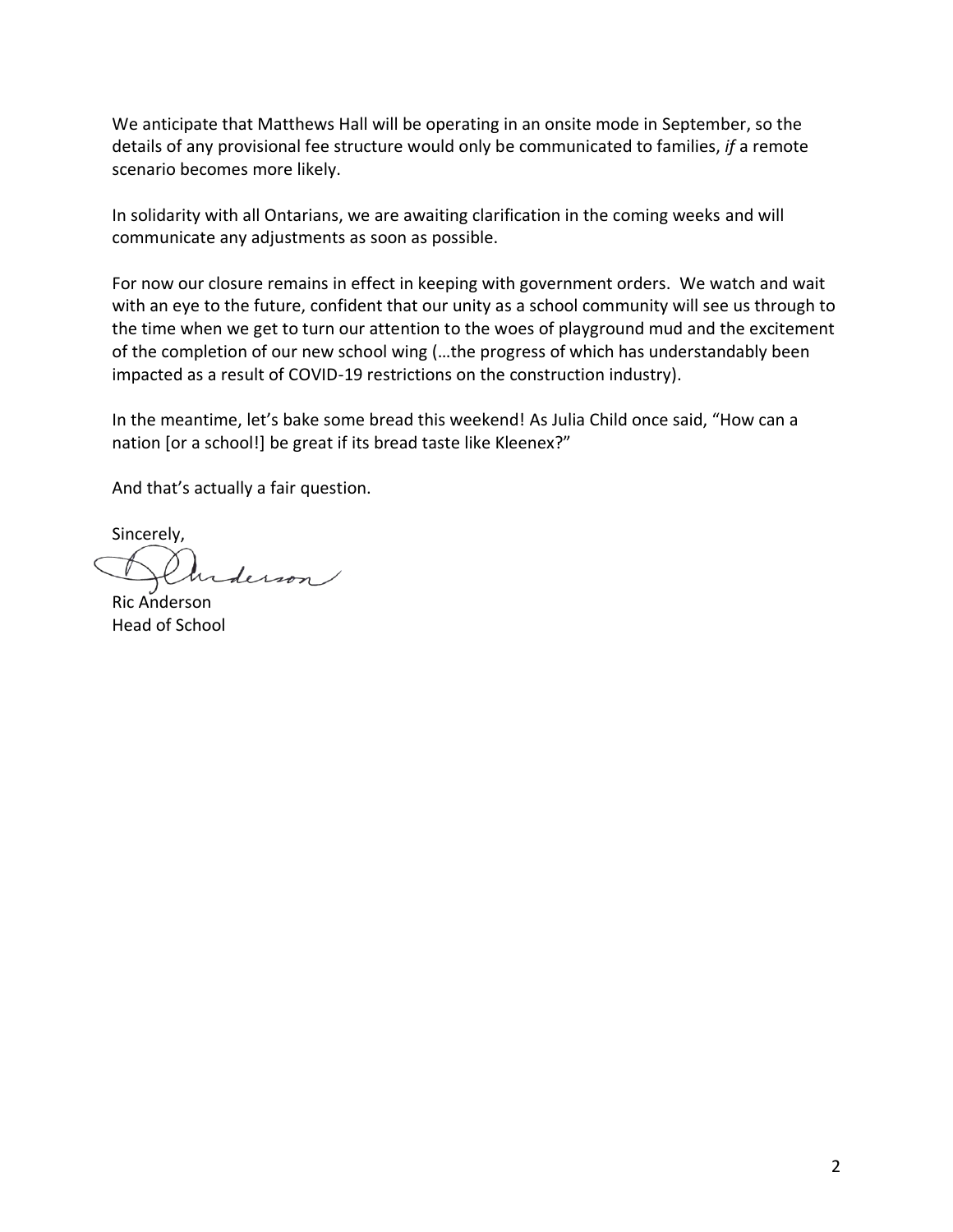We anticipate that Matthews Hall will be operating in an onsite mode in September, so the details of any provisional fee structure would only be communicated to families, *if* a remote scenario becomes more likely.

In solidarity with all Ontarians, we are awaiting clarification in the coming weeks and will communicate any adjustments as soon as possible.

For now our closure remains in effect in keeping with government orders. We watch and wait with an eye to the future, confident that our unity as a school community will see us through to the time when we get to turn our attention to the woes of playground mud and the excitement of the completion of our new school wing (…the progress of which has understandably been impacted as a result of COVID-19 restrictions on the construction industry).

In the meantime, let's bake some bread this weekend! As Julia Child once said, "How can a nation [or a school!] be great if its bread taste like Kleenex?"

And that's actually a fair question.

Sincerely,

Ric Anderson
Head of School